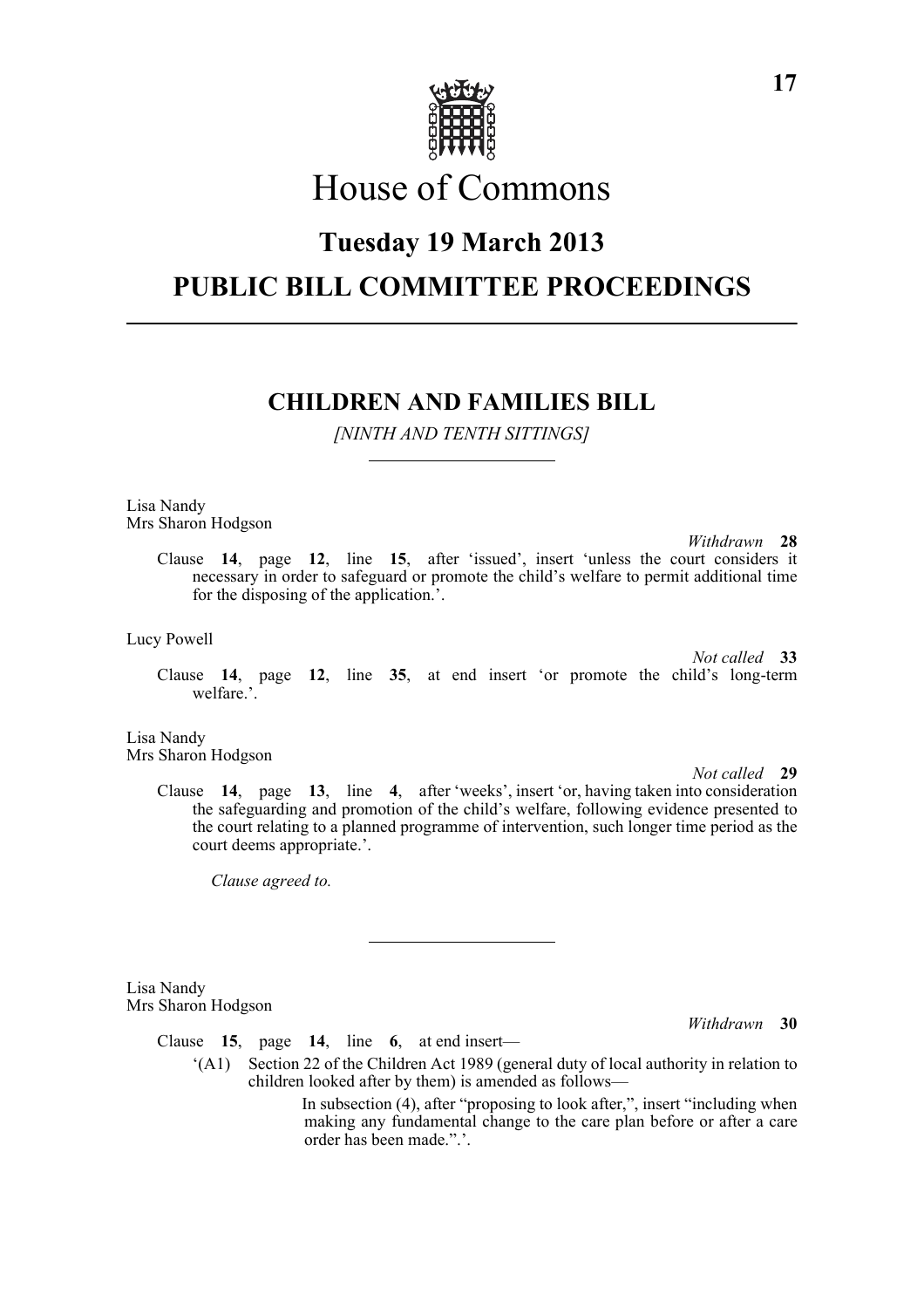# House of Commons

## Tuesday 19 March 2013

## PUBLIC BILL COMMITTEE PROCEEDINGS

### CHILDREN AND FAMILIES BILL

*[NINTH AND TENTH SITTINGS]*

Lisa Nandy
Mrs Sharon Hodgson

*Withdrawn* **28**

Clause **14**, page **12**, line **15**, after 'issued', insert 'unless the court considers it necessary in order to safeguard or promote the child's welfare to permit additional time for the disposing of the application.'.

Lucy Powell

*Not called* **33**

Clause **14**, page **12**, line **35**, at end insert 'or promote the child's long-term welfare.'.

Lisa Nandy
Mrs Sharon Hodgson

*Not called* **29**

Clause **14**, page **13**, line **4**, after 'weeks', insert 'or, having taken into consideration the safeguarding and promotion of the child's welfare, following evidence presented to the court relating to a planned programme of intervention, such longer time period as the court deems appropriate.'.

*Clause agreed to.*

---

Lisa Nandy
Mrs Sharon Hodgson

*Withdrawn* **30**

Clause **15**, page **14**, line **6**, at end insert—

'(A1) Section 22 of the Children Act 1989 (general duty of local authority in relation to children looked after by them) is amended as follows—

In subsection (4), after "proposing to look after,", insert "including when making any fundamental change to the care plan before or after a care order has been made.".'.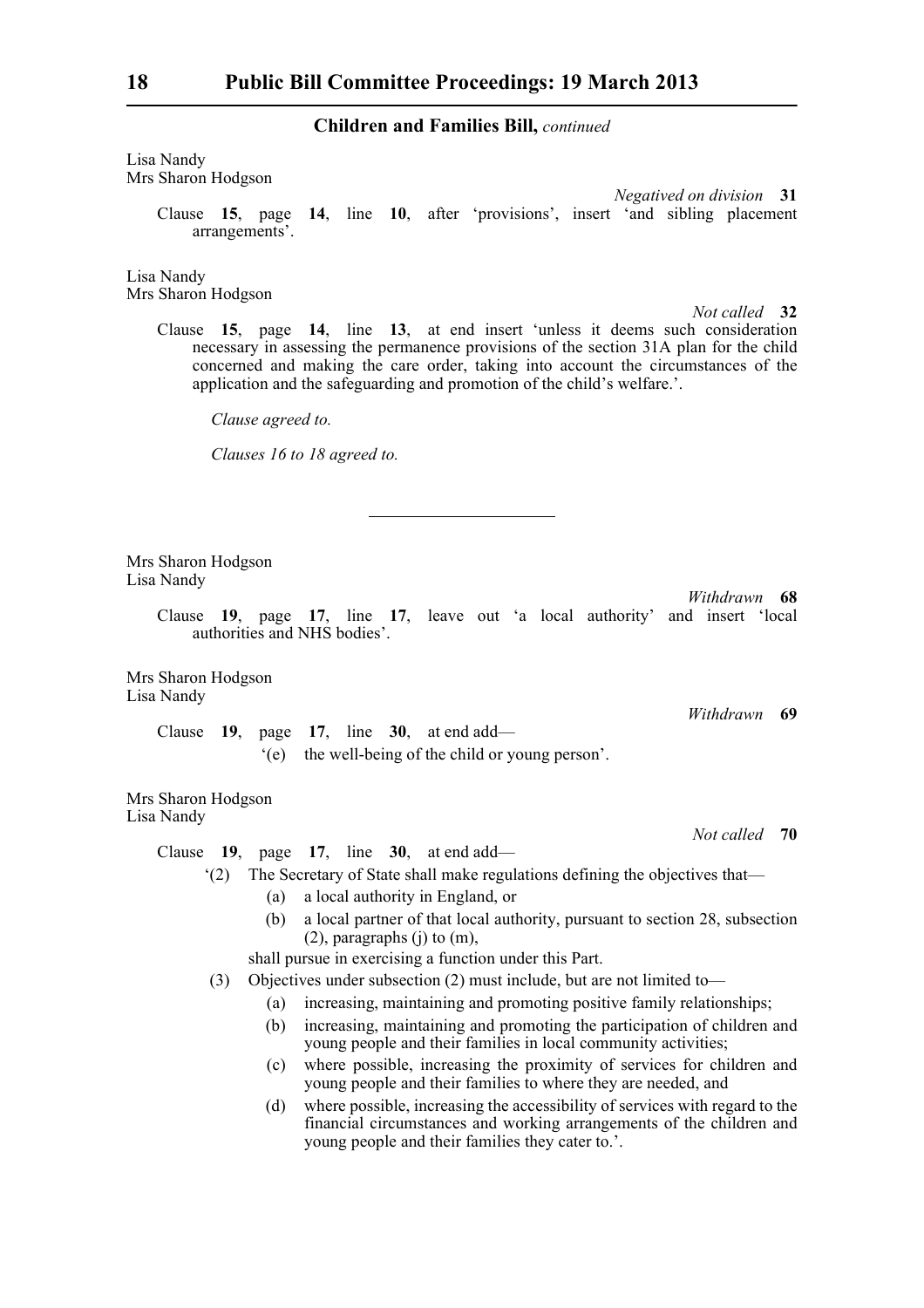**Children and Families Bill,** *continued*

Lisa Nandy
Mrs Sharon Hodgson

*Negatived on division* **31**

Clause **15**, page **14**, line **10**, after 'provisions', insert 'and sibling placement arrangements'.

Lisa Nandy
Mrs Sharon Hodgson

*Not called* **32**

Clause **15**, page **14**, line **13**, at end insert 'unless it deems such consideration necessary in assessing the permanence provisions of the section 31A plan for the child concerned and making the care order, taking into account the circumstances of the application and the safeguarding and promotion of the child's welfare.'.

*Clause agreed to.*

*Clauses 16 to 18 agreed to.*

---

Mrs Sharon Hodgson
Lisa Nandy

*Withdrawn* **68**

Clause **19**, page **17**, line **17**, leave out 'a local authority' and insert 'local authorities and NHS bodies'.

Mrs Sharon Hodgson
Lisa Nandy

*Withdrawn* **69**

Clause **19**, page **17**, line **30**, at end add—

'(e) the well-being of the child or young person'.

Mrs Sharon Hodgson
Lisa Nandy

*Not called* **70**

Clause **19**, page **17**, line **30**, at end add—

'(2) The Secretary of State shall make regulations defining the objectives that—

(a) a local authority in England, or

(b) a local partner of that local authority, pursuant to section 28, subsection (2), paragraphs (j) to (m),

shall pursue in exercising a function under this Part.

(3) Objectives under subsection (2) must include, but are not limited to—

(a) increasing, maintaining and promoting positive family relationships;

(b) increasing, maintaining and promoting the participation of children and young people and their families in local community activities;

(c) where possible, increasing the proximity of services for children and young people and their families to where they are needed, and

(d) where possible, increasing the accessibility of services with regard to the financial circumstances and working arrangements of the children and young people and their families they cater to.'.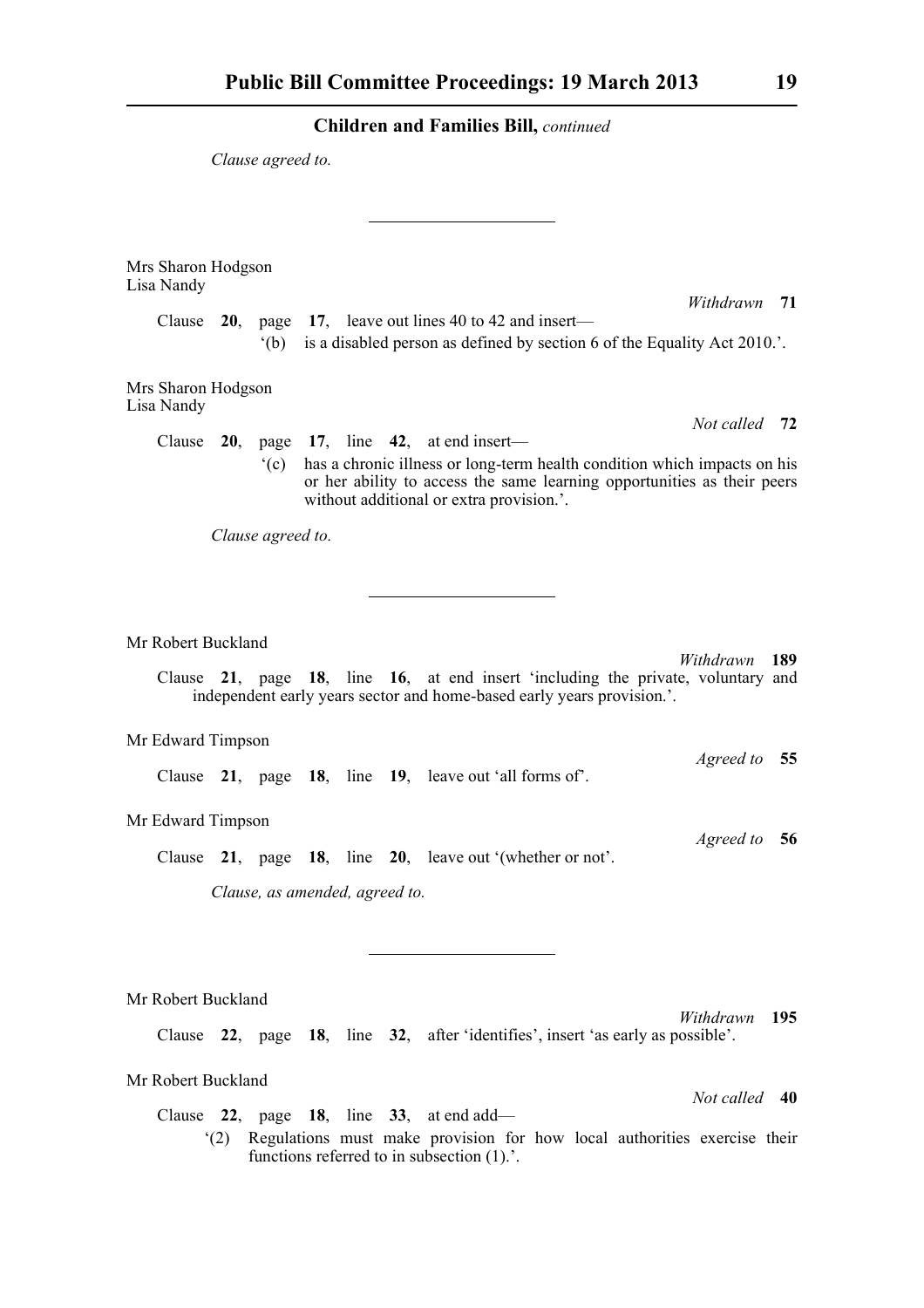**Children and Families Bill,** *continued*

*Clause agreed to.*

---

Mrs Sharon Hodgson
Lisa Nandy

*Withdrawn* **71**

Clause **20**, page **17**, leave out lines 40 to 42 and insert—

'(b) is a disabled person as defined by section 6 of the Equality Act 2010.'.

Mrs Sharon Hodgson
Lisa Nandy

*Not called* **72**

Clause **20**, page **17**, line **42**, at end insert—

'(c) has a chronic illness or long-term health condition which impacts on his or her ability to access the same learning opportunities as their peers without additional or extra provision.'.

*Clause agreed to.*

---

Mr Robert Buckland

*Withdrawn* **189**

Clause **21**, page **18**, line **16**, at end insert 'including the private, voluntary and independent early years sector and home-based early years provision.'.

Mr Edward Timpson

*Agreed to* **55**

Clause **21**, page **18**, line **19**, leave out 'all forms of'.

Mr Edward Timpson

*Agreed to* **56**

Clause **21**, page **18**, line **20**, leave out '(whether or not'.

*Clause, as amended, agreed to.*

---

Mr Robert Buckland

*Withdrawn* **195**

Clause **22**, page **18**, line **32**, after 'identifies', insert 'as early as possible'.

Mr Robert Buckland

*Not called* **40**

Clause **22**, page **18**, line **33**, at end add—

'(2) Regulations must make provision for how local authorities exercise their functions referred to in subsection (1).'.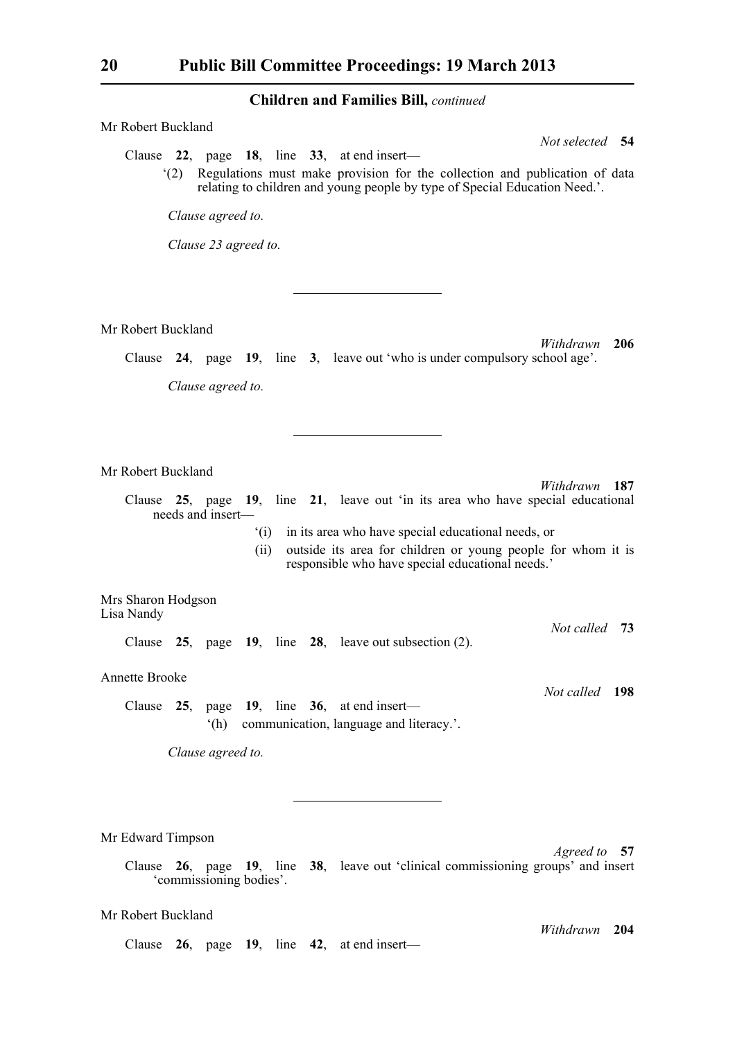## Children and Families Bill, *continued*

Mr Robert Buckland

*Not selected* **54**

Clause **22**, page **18**, line **33**, at end insert—

'(2) Regulations must make provision for the collection and publication of data relating to children and young people by type of Special Education Need.'.

*Clause agreed to.*

*Clause 23 agreed to.*

---

Mr Robert Buckland

*Withdrawn* **206**

Clause **24**, page **19**, line **3**, leave out 'who is under compulsory school age'.

*Clause agreed to.*

---

Mr Robert Buckland

*Withdrawn* **187**

Clause **25**, page **19**, line **21**, leave out 'in its area who have special educational needs and insert—

'(i) in its area who have special educational needs, or

(ii) outside its area for children or young people for whom it is responsible who have special educational needs.'

Mrs Sharon Hodgson
Lisa Nandy

*Not called* **73**

Clause **25**, page **19**, line **28**, leave out subsection (2).

Annette Brooke

*Not called* **198**

Clause **25**, page **19**, line **36**, at end insert—

'(h) communication, language and literacy.'.

*Clause agreed to.*

---

Mr Edward Timpson

*Agreed to* **57**

Clause **26**, page **19**, line **38**, leave out 'clinical commissioning groups' and insert 'commissioning bodies'.

Mr Robert Buckland

*Withdrawn* **204**

Clause **26**, page **19**, line **42**, at end insert—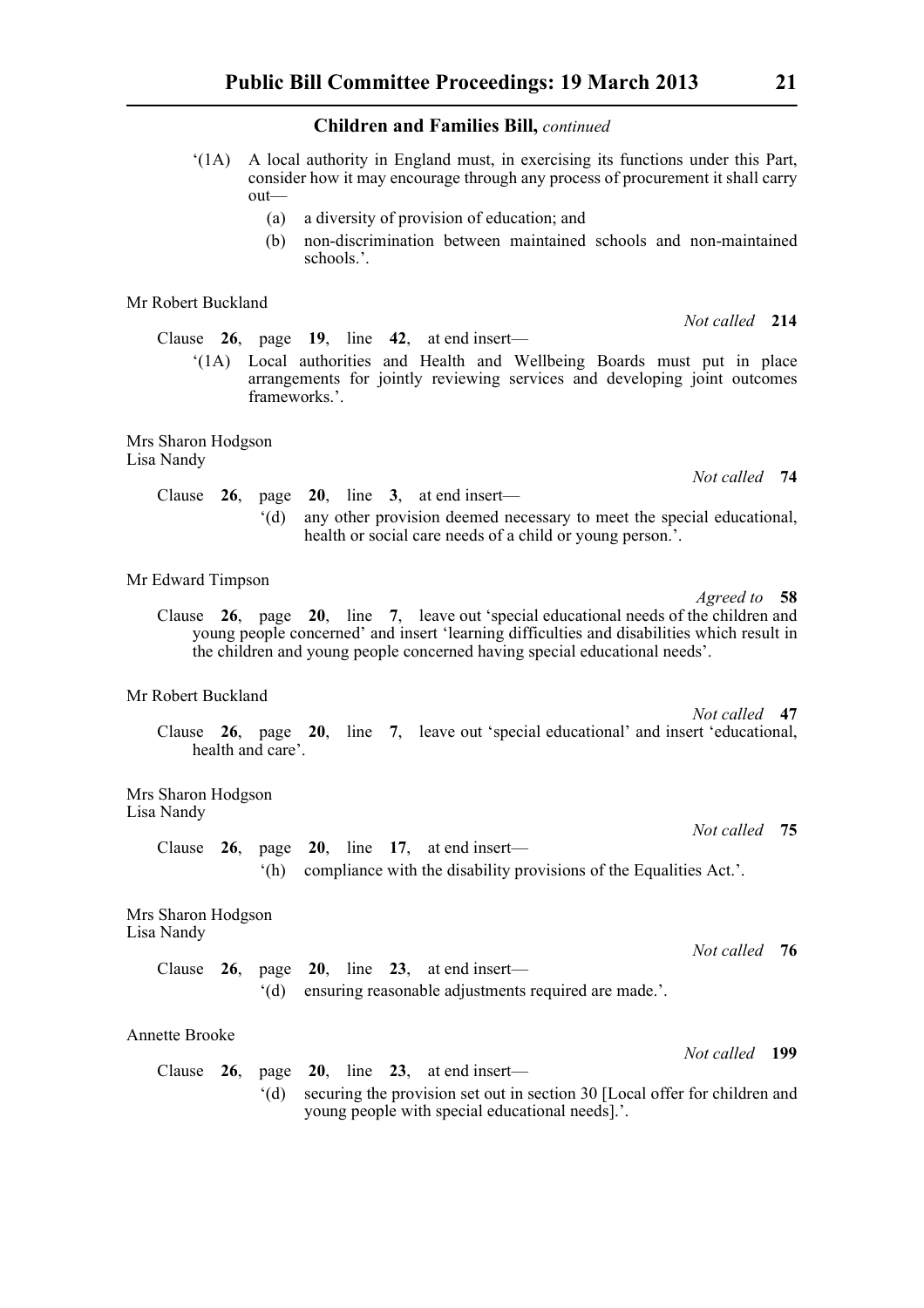**Children and Families Bill,** *continued*

'(1A) A local authority in England must, in exercising its functions under this Part, consider how it may encourage through any process of procurement it shall carry out—

(a) a diversity of provision of education; and

(b) non-discrimination between maintained schools and non-maintained schools.'.

Mr Robert Buckland

*Not called* **214**

Clause **26**, page **19**, line **42**, at end insert—

'(1A) Local authorities and Health and Wellbeing Boards must put in place arrangements for jointly reviewing services and developing joint outcomes frameworks.'.

Mrs Sharon Hodgson
Lisa Nandy

*Not called* **74**

Clause **26**, page **20**, line **3**, at end insert—

'(d) any other provision deemed necessary to meet the special educational, health or social care needs of a child or young person.'.

Mr Edward Timpson

*Agreed to* **58**

Clause **26**, page **20**, line **7**, leave out 'special educational needs of the children and young people concerned' and insert 'learning difficulties and disabilities which result in the children and young people concerned having special educational needs'.

Mr Robert Buckland

*Not called* **47**

Clause **26**, page **20**, line **7**, leave out 'special educational' and insert 'educational, health and care'.

Mrs Sharon Hodgson
Lisa Nandy

*Not called* **75**

Clause **26**, page **20**, line **17**, at end insert—

'(h) compliance with the disability provisions of the Equalities Act.'.

Mrs Sharon Hodgson
Lisa Nandy

*Not called* **76**

Clause **26**, page **20**, line **23**, at end insert—

'(d) ensuring reasonable adjustments required are made.'.

Annette Brooke

*Not called* **199**

Clause **26**, page **20**, line **23**, at end insert—

'(d) securing the provision set out in section 30 [Local offer for children and young people with special educational needs].'.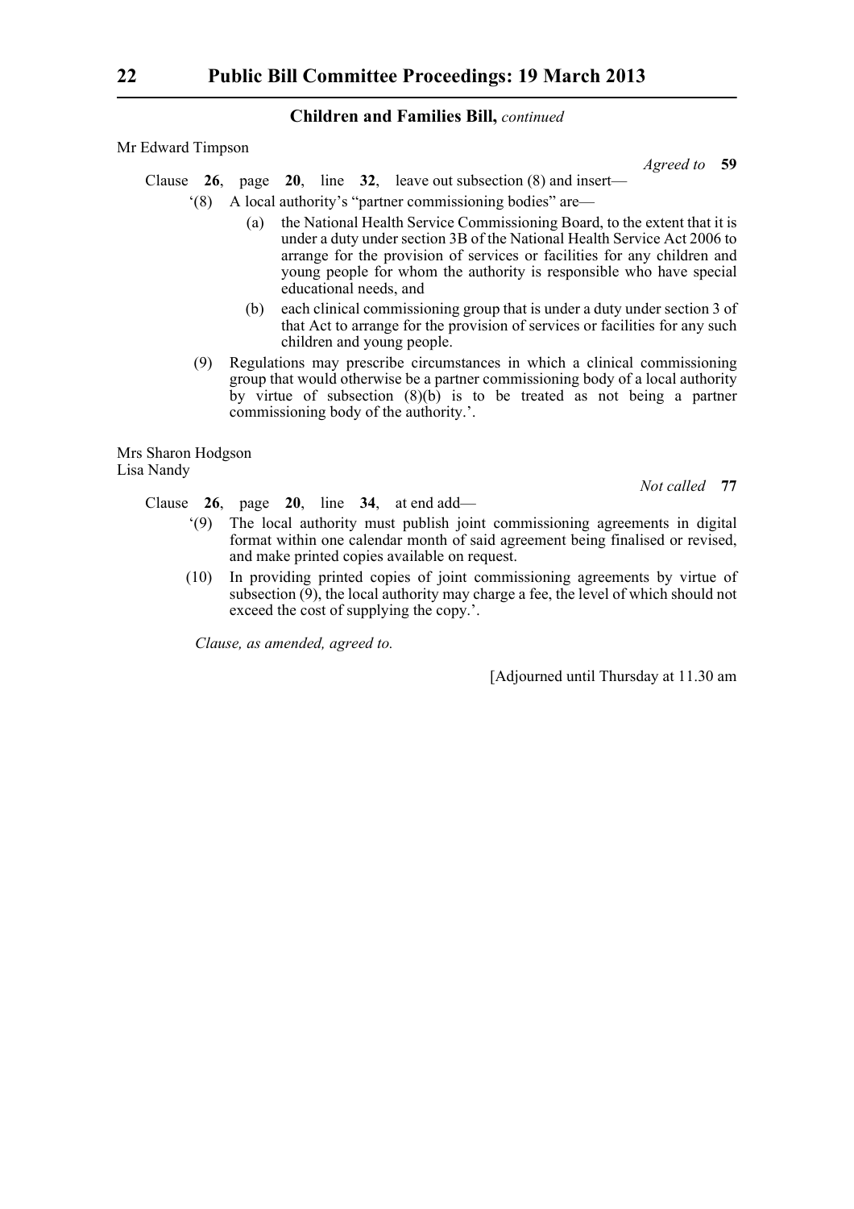**Children and Families Bill,** *continued*

Mr Edward Timpson

*Agreed to* **59**

Clause **26**, page **20**, line **32**, leave out subsection (8) and insert—

'(8) A local authority's "partner commissioning bodies" are—

(a) the National Health Service Commissioning Board, to the extent that it is under a duty under section 3B of the National Health Service Act 2006 to arrange for the provision of services or facilities for any children and young people for whom the authority is responsible who have special educational needs, and

(b) each clinical commissioning group that is under a duty under section 3 of that Act to arrange for the provision of services or facilities for any such children and young people.

(9) Regulations may prescribe circumstances in which a clinical commissioning group that would otherwise be a partner commissioning body of a local authority by virtue of subsection (8)(b) is to be treated as not being a partner commissioning body of the authority.'.

Mrs Sharon Hodgson
Lisa Nandy

*Not called* **77**

Clause **26**, page **20**, line **34**, at end add—

'(9) The local authority must publish joint commissioning agreements in digital format within one calendar month of said agreement being finalised or revised, and make printed copies available on request.

(10) In providing printed copies of joint commissioning agreements by virtue of subsection (9), the local authority may charge a fee, the level of which should not exceed the cost of supplying the copy.'.

*Clause, as amended, agreed to.*

[Adjourned until Thursday at 11.30 am